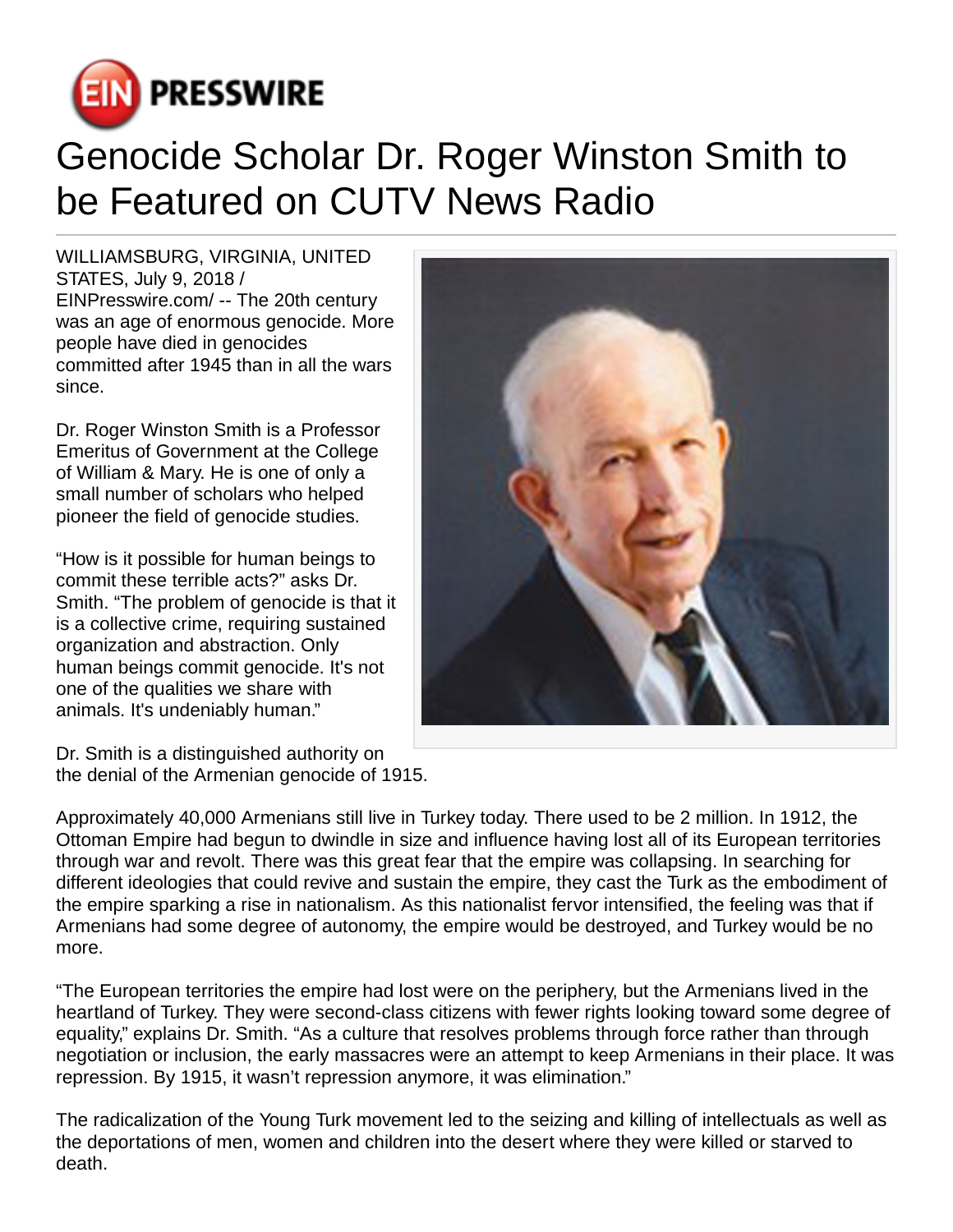# Genocide Scholar Dr. Roger Winston Smith to be Featured on CUTV News Radio

WILLIAMSBURG, VIRGINIA, UNITED STATES, July 9, 2018 / EINPresswire.com/ -- The 20th century was an age of enormous genocide. More people have died in genocides committed after 1945 than in all the wars since.

Dr. Roger Winston Smith is a Professor Emeritus of Government at the College of William & Mary. He is one of only a small number of scholars who helped pioneer the field of genocide studies.

"How is it possible for human beings to commit these terrible acts?" asks Dr. Smith. "The problem of genocide is that it is a collective crime, requiring sustained organization and abstraction. Only human beings commit genocide. It's not one of the qualities we share with animals. It's undeniably human."

Dr. Smith is a distinguished authority on the denial of the Armenian genocide of 1915.

Approximately 40,000 Armenians still live in Turkey today. There used to be 2 million. In 1912, the Ottoman Empire had begun to dwindle in size and influence having lost all of its European territories through war and revolt. There was this great fear that the empire was collapsing. In searching for different ideologies that could revive and sustain the empire, they cast the Turk as the embodiment of the empire sparking a rise in nationalism. As this nationalist fervor intensified, the feeling was that if Armenians had some degree of autonomy, the empire would be destroyed, and Turkey would be no more.

"The European territories the empire had lost were on the periphery, but the Armenians lived in the heartland of Turkey. They were second-class citizens with fewer rights looking toward some degree of equality," explains Dr. Smith. "As a culture that resolves problems through force rather than through negotiation or inclusion, the early massacres were an attempt to keep Armenians in their place. It was repression. By 1915, it wasn't repression anymore, it was elimination."

The radicalization of the Young Turk movement led to the seizing and killing of intellectuals as well as the deportations of men, women and children into the desert where they were killed or starved to death.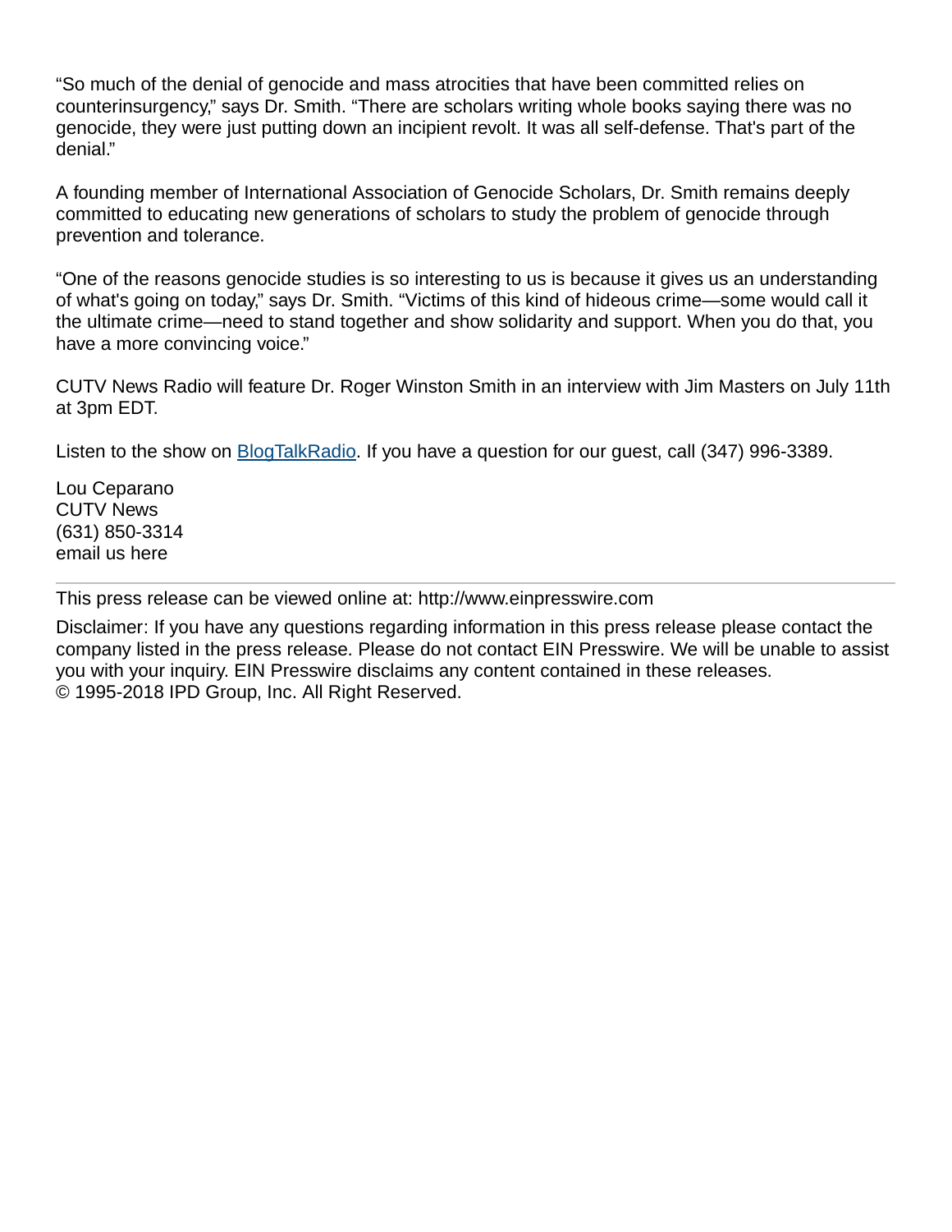“So much of the denial of genocide and mass atrocities that have been committed relies on counterinsurgency,” says Dr. Smith. “There are scholars writing whole books saying there was no genocide, they were just putting down an incipient revolt. It was all self-defense. That's part of the denial.”

A founding member of International Association of Genocide Scholars, Dr. Smith remains deeply committed to educating new generations of scholars to study the problem of genocide through prevention and tolerance.

“One of the reasons genocide studies is so interesting to us is because it gives us an understanding of what's going on today,” says Dr. Smith. “Victims of this kind of hideous crime—some would call it the ultimate crime—need to stand together and show solidarity and support. When you do that, you have a more convincing voice.”

CUTV News Radio will feature Dr. Roger Winston Smith in an interview with Jim Masters on July 11th at 3pm EDT.

Listen to the show on [BlogTalkRadio](). If you have a question for our guest, call (347) 996-3389.

Lou Ceparano
CUTV News
(631) 850-3314
email us here

---

This press release can be viewed online at: http://www.einpresswire.com

Disclaimer: If you have any questions regarding information in this press release please contact the company listed in the press release. Please do not contact EIN Presswire. We will be unable to assist you with your inquiry. EIN Presswire disclaims any content contained in these releases.
© 1995-2018 IPD Group, Inc. All Right Reserved.